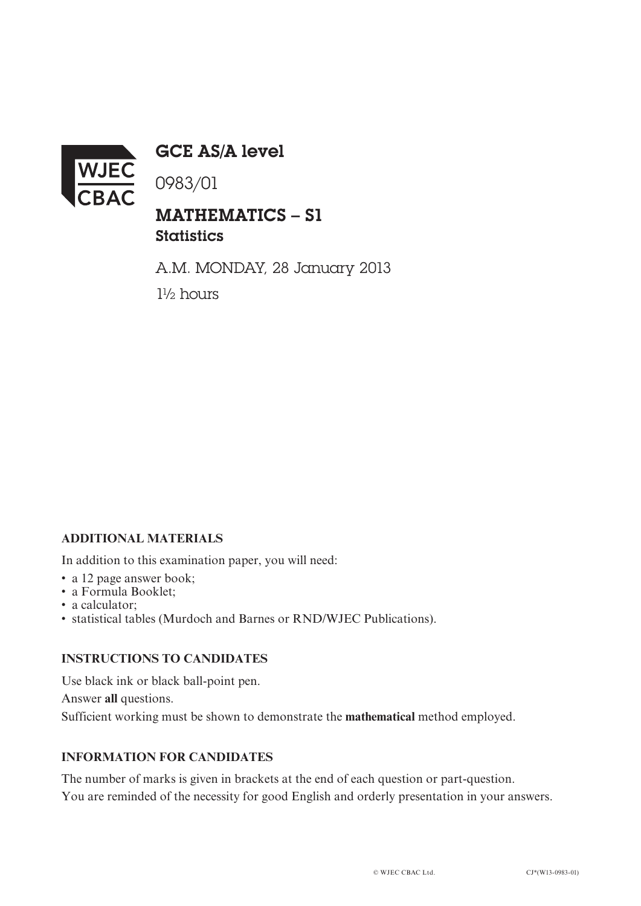WJEC CBAC

# GCE AS/A level

0983/01

## MATHEMATICS – S1
### Statistics

A.M. MONDAY, 28 January 2013

1½ hours

**ADDITIONAL MATERIALS**

In addition to this examination paper, you will need:

- a 12 page answer book;
- a Formula Booklet;
- a calculator;
- statistical tables (Murdoch and Barnes or RND/WJEC Publications).

**INSTRUCTIONS TO CANDIDATES**

Use black ink or black ball-point pen.

Answer **all** questions.

Sufficient working must be shown to demonstrate the **mathematical** method employed.

**INFORMATION FOR CANDIDATES**

The number of marks is given in brackets at the end of each question or part-question.

You are reminded of the necessity for good English and orderly presentation in your answers.

© WJEC CBAC Ltd. CJ*(W13-0983-01)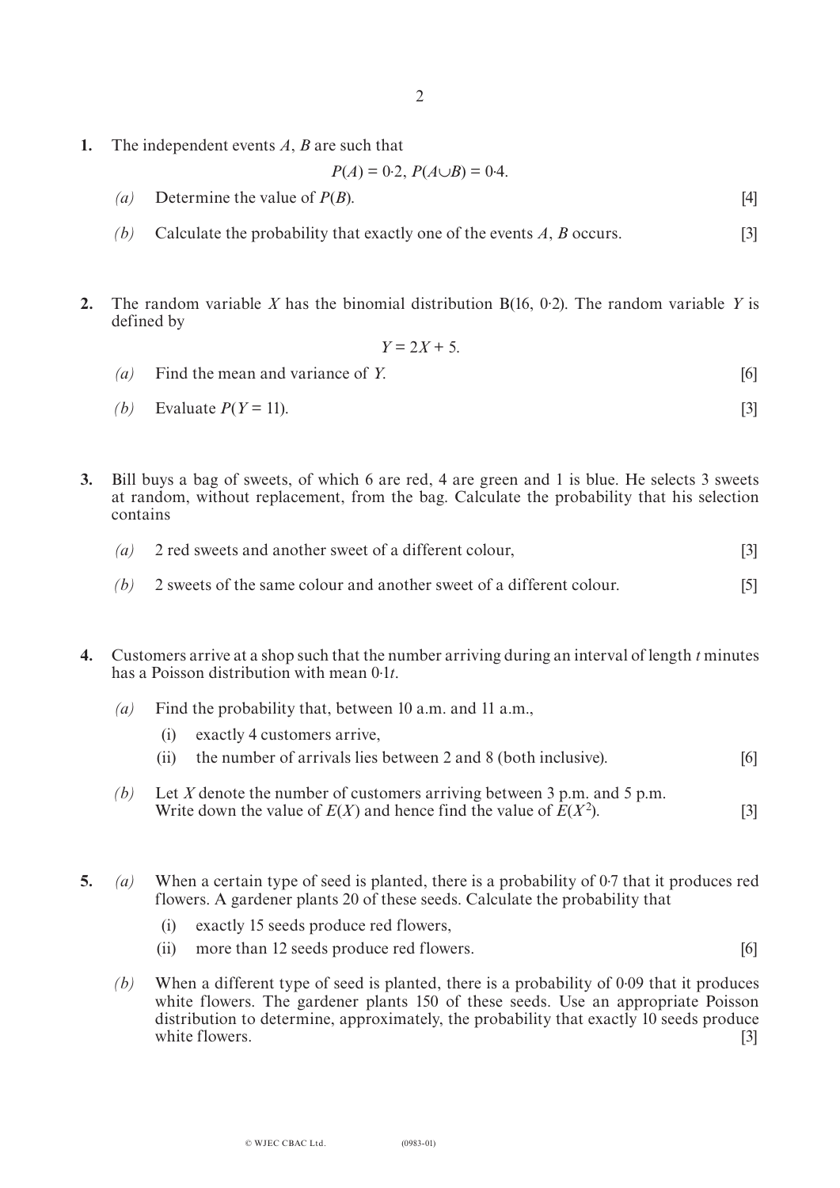1. The independent events $A$, $B$ are such that

$$P(A) = 0{\cdot}2,\ P(A \cup B) = 0{\cdot}4.$$

   *(a)* Determine the value of $P(B)$. [4]

   *(b)* Calculate the probability that exactly one of the events $A$, $B$ occurs. [3]

2. The random variable $X$ has the binomial distribution B(16, 0·2). The random variable $Y$ is defined by

$$Y = 2X + 5.$$

   *(a)* Find the mean and variance of $Y$. [6]

   *(b)* Evaluate $P(Y = 11)$. [3]

3. Bill buys a bag of sweets, of which 6 are red, 4 are green and 1 is blue. He selects 3 sweets at random, without replacement, from the bag. Calculate the probability that his selection contains

   *(a)* 2 red sweets and another sweet of a different colour, [3]

   *(b)* 2 sweets of the same colour and another sweet of a different colour. [5]

4. Customers arrive at a shop such that the number arriving during an interval of length $t$ minutes has a Poisson distribution with mean $0{\cdot}1t$.

   *(a)* Find the probability that, between 10 a.m. and 11 a.m.,
      (i) exactly 4 customers arrive,
      (ii) the number of arrivals lies between 2 and 8 (both inclusive). [6]

   *(b)* Let $X$ denote the number of customers arriving between 3 p.m. and 5 p.m. Write down the value of $E(X)$ and hence find the value of $E(X^2)$. [3]

5. *(a)* When a certain type of seed is planted, there is a probability of 0·7 that it produces red flowers. A gardener plants 20 of these seeds. Calculate the probability that
      (i) exactly 15 seeds produce red flowers,
      (ii) more than 12 seeds produce red flowers. [6]

   *(b)* When a different type of seed is planted, there is a probability of 0·09 that it produces white flowers. The gardener plants 150 of these seeds. Use an appropriate Poisson distribution to determine, approximately, the probability that exactly 10 seeds produce white flowers. [3]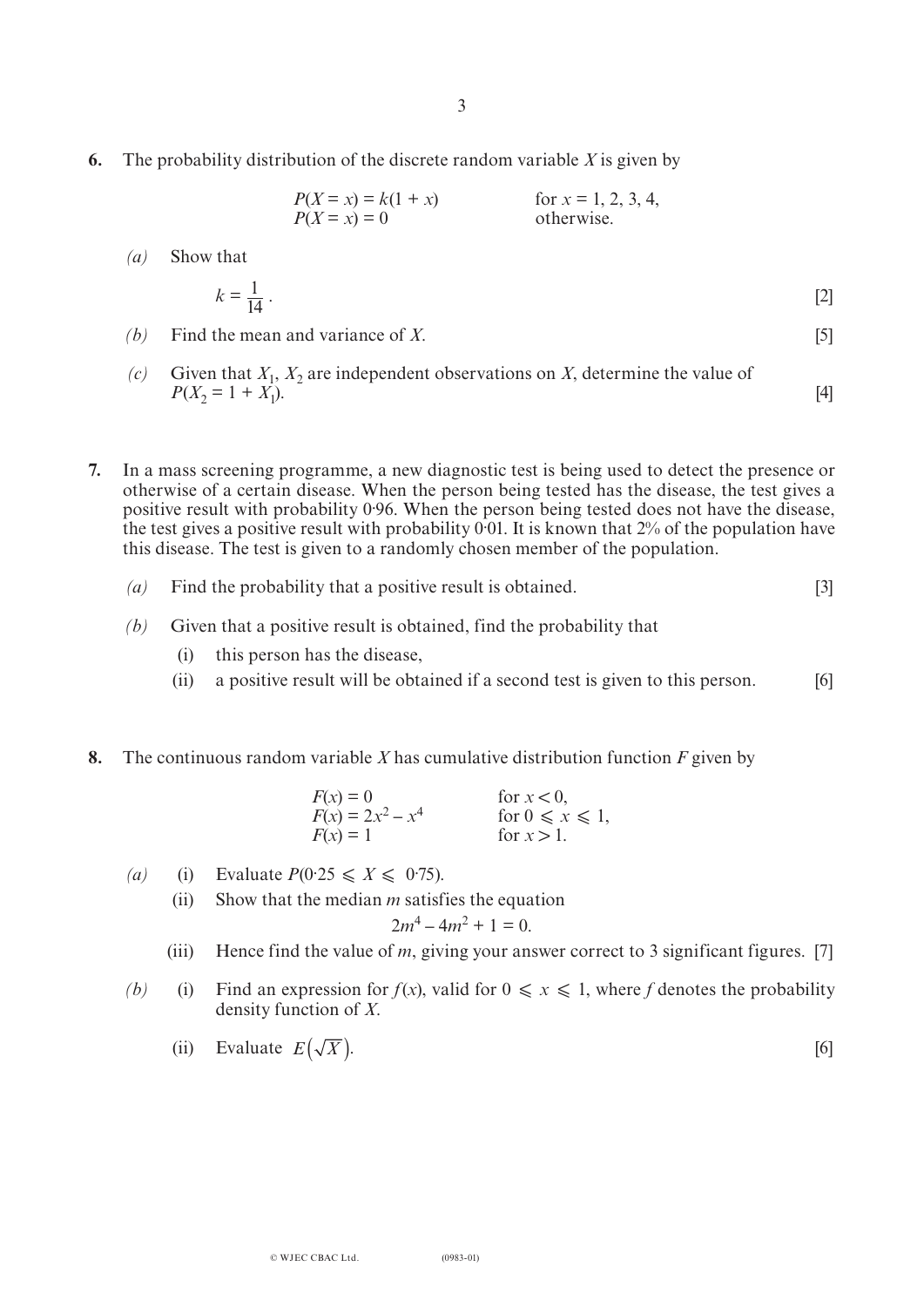**6.** The probability distribution of the discrete random variable $X$ is given by

$$P(X = x) = k(1 + x) \qquad \text{for } x = 1, 2, 3, 4,$$
$$P(X = x) = 0 \qquad \text{otherwise.}$$

*(a)* Show that

$$k = \frac{1}{14}.$$ [2]

*(b)* Find the mean and variance of $X$. [5]

*(c)* Given that $X_1$, $X_2$ are independent observations on $X$, determine the value of $P(X_2 = 1 + X_1)$. [4]

**7.** In a mass screening programme, a new diagnostic test is being used to detect the presence or otherwise of a certain disease. When the person being tested has the disease, the test gives a positive result with probability 0·96. When the person being tested does not have the disease, the test gives a positive result with probability 0·01. It is known that 2% of the population have this disease. The test is given to a randomly chosen member of the population.

*(a)* Find the probability that a positive result is obtained. [3]

*(b)* Given that a positive result is obtained, find the probability that

(i) this person has the disease,

(ii) a positive result will be obtained if a second test is given to this person. [6]

**8.** The continuous random variable $X$ has cumulative distribution function $F$ given by

$$F(x) = 0 \qquad \text{for } x < 0,$$
$$F(x) = 2x^2 - x^4 \qquad \text{for } 0 \leqslant x \leqslant 1,$$
$$F(x) = 1 \qquad \text{for } x > 1.$$

*(a)* (i) Evaluate $P(0{\cdot}25 \leqslant X \leqslant 0{\cdot}75)$.

(ii) Show that the median $m$ satisfies the equation

$$2m^4 - 4m^2 + 1 = 0.$$

(iii) Hence find the value of $m$, giving your answer correct to 3 significant figures. [7]

*(b)* (i) Find an expression for $f(x)$, valid for $0 \leqslant x \leqslant 1$, where $f$ denotes the probability density function of $X$.

(ii) Evaluate $E\left(\sqrt{X}\right)$. [6]